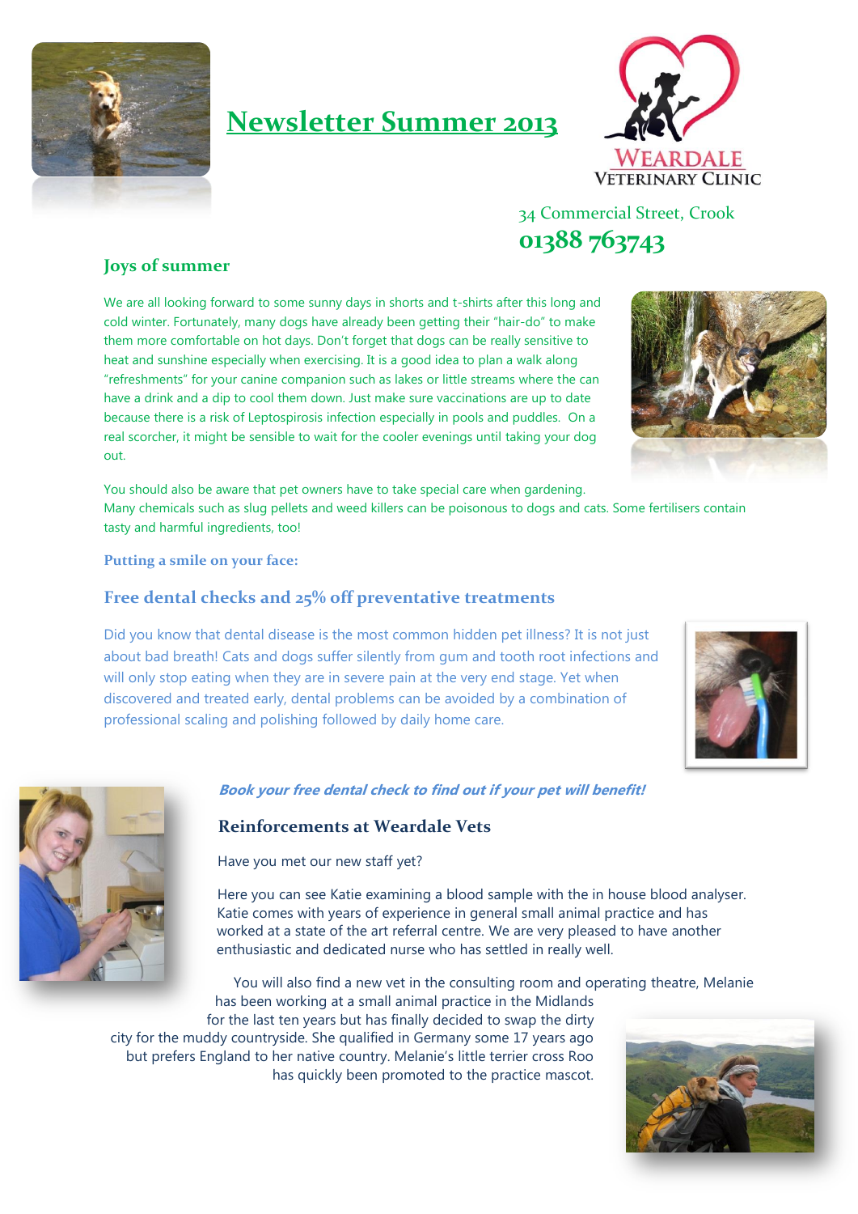# Newsletter Summer 2013

WEARDALE VETERINARY CLINIC

34 Commercial Street, Crook

**01388 763743**

## Joys of summer

We are all looking forward to some sunny days in shorts and t-shirts after this long and cold winter. Fortunately, many dogs have already been getting their "hair-do" to make them more comfortable on hot days. Don't forget that dogs can be really sensitive to heat and sunshine especially when exercising. It is a good idea to plan a walk along "refreshments" for your canine companion such as lakes or little streams where the can have a drink and a dip to cool them down. Just make sure vaccinations are up to date because there is a risk of Leptospirosis infection especially in pools and puddles. On a real scorcher, it might be sensible to wait for the cooler evenings until taking your dog out.

You should also be aware that pet owners have to take special care when gardening. Many chemicals such as slug pellets and weed killers can be poisonous to dogs and cats. Some fertilisers contain tasty and harmful ingredients, too!

**Putting a smile on your face:**

## Free dental checks and 25% off preventative treatments

Did you know that dental disease is the most common hidden pet illness? It is not just about bad breath! Cats and dogs suffer silently from gum and tooth root infections and will only stop eating when they are in severe pain at the very end stage. Yet when discovered and treated early, dental problems can be avoided by a combination of professional scaling and polishing followed by daily home care.

***Book your free dental check to find out if your pet will benefit!***

## Reinforcements at Weardale Vets

Have you met our new staff yet?

Here you can see Katie examining a blood sample with the in house blood analyser. Katie comes with years of experience in general small animal practice and has worked at a state of the art referral centre. We are very pleased to have another enthusiastic and dedicated nurse who has settled in really well.

You will also find a new vet in the consulting room and operating theatre, Melanie has been working at a small animal practice in the Midlands for the last ten years but has finally decided to swap the dirty city for the muddy countryside. She qualified in Germany some 17 years ago but prefers England to her native country. Melanie's little terrier cross Roo has quickly been promoted to the practice mascot.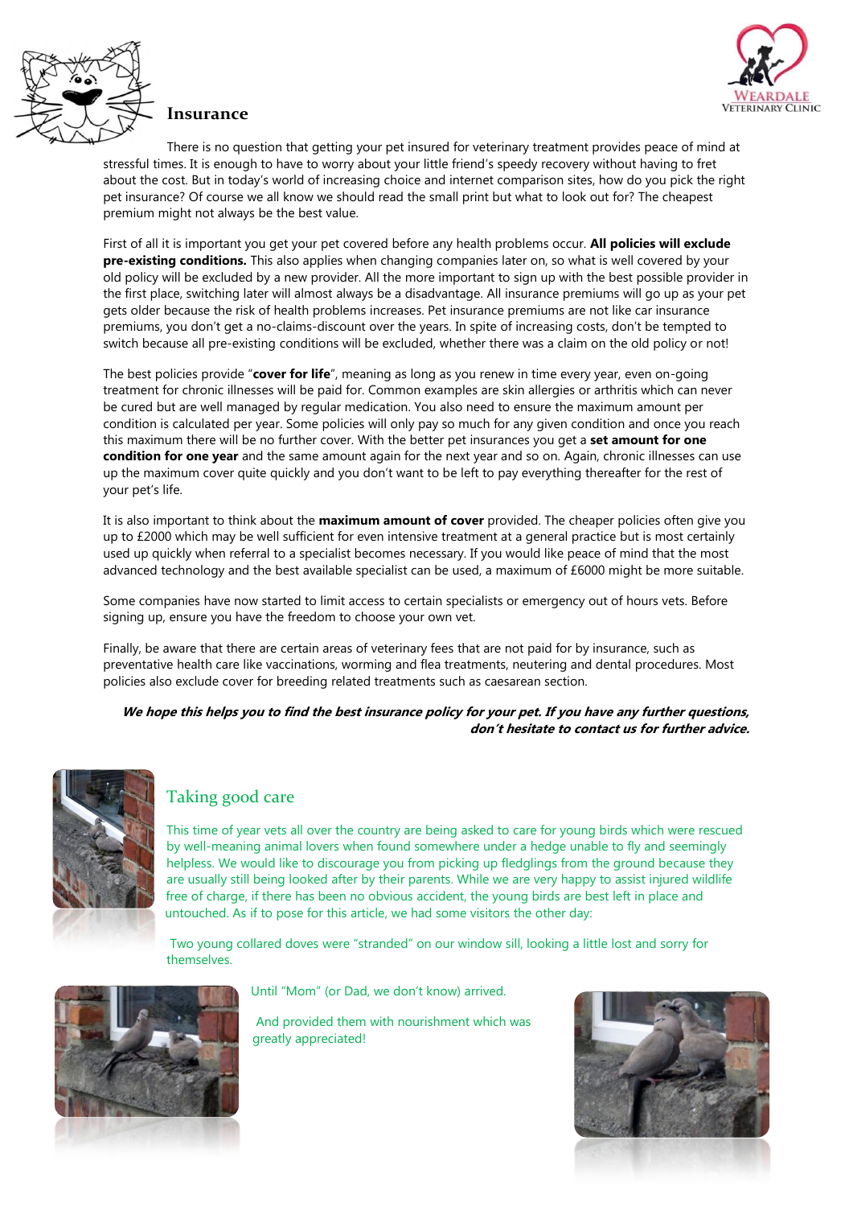## Insurance

There is no question that getting your pet insured for veterinary treatment provides peace of mind at stressful times. It is enough to have to worry about your little friend's speedy recovery without having to fret about the cost. But in today's world of increasing choice and internet comparison sites, how do you pick the right pet insurance? Of course we all know we should read the small print but what to look out for? The cheapest premium might not always be the best value.

First of all it is important you get your pet covered before any health problems occur. **All policies will exclude pre-existing conditions.** This also applies when changing companies later on, so what is well covered by your old policy will be excluded by a new provider. All the more important to sign up with the best possible provider in the first place, switching later will almost always be a disadvantage. All insurance premiums will go up as your pet gets older because the risk of health problems increases. Pet insurance premiums are not like car insurance premiums, you don't get a no-claims-discount over the years. In spite of increasing costs, don't be tempted to switch because all pre-existing conditions will be excluded, whether there was a claim on the old policy or not!

The best policies provide "**cover for life**", meaning as long as you renew in time every year, even on-going treatment for chronic illnesses will be paid for. Common examples are skin allergies or arthritis which can never be cured but are well managed by regular medication. You also need to ensure the maximum amount per condition is calculated per year. Some policies will only pay so much for any given condition and once you reach this maximum there will be no further cover. With the better pet insurances you get a **set amount for one condition for one year** and the same amount again for the next year and so on. Again, chronic illnesses can use up the maximum cover quite quickly and you don't want to be left to pay everything thereafter for the rest of your pet's life.

It is also important to think about the **maximum amount of cover** provided. The cheaper policies often give you up to £2000 which may be well sufficient for even intensive treatment at a general practice but is most certainly used up quickly when referral to a specialist becomes necessary. If you would like peace of mind that the most advanced technology and the best available specialist can be used, a maximum of £6000 might be more suitable.

Some companies have now started to limit access to certain specialists or emergency out of hours vets. Before signing up, ensure you have the freedom to choose your own vet.

Finally, be aware that there are certain areas of veterinary fees that are not paid for by insurance, such as preventative health care like vaccinations, worming and flea treatments, neutering and dental procedures. Most policies also exclude cover for breeding related treatments such as caesarean section.

***We hope this helps you to find the best insurance policy for your pet. If you have any further questions, don't hesitate to contact us for further advice.***

## Taking good care

This time of year vets all over the country are being asked to care for young birds which were rescued by well-meaning animal lovers when found somewhere under a hedge unable to fly and seemingly helpless. We would like to discourage you from picking up fledglings from the ground because they are usually still being looked after by their parents. While we are very happy to assist injured wildlife free of charge, if there has been no obvious accident, the young birds are best left in place and untouched. As if to pose for this article, we had some visitors the other day:

Two young collared doves were "stranded" on our window sill, looking a little lost and sorry for themselves.

Until "Mom" (or Dad, we don't know) arrived.

And provided them with nourishment which was greatly appreciated!